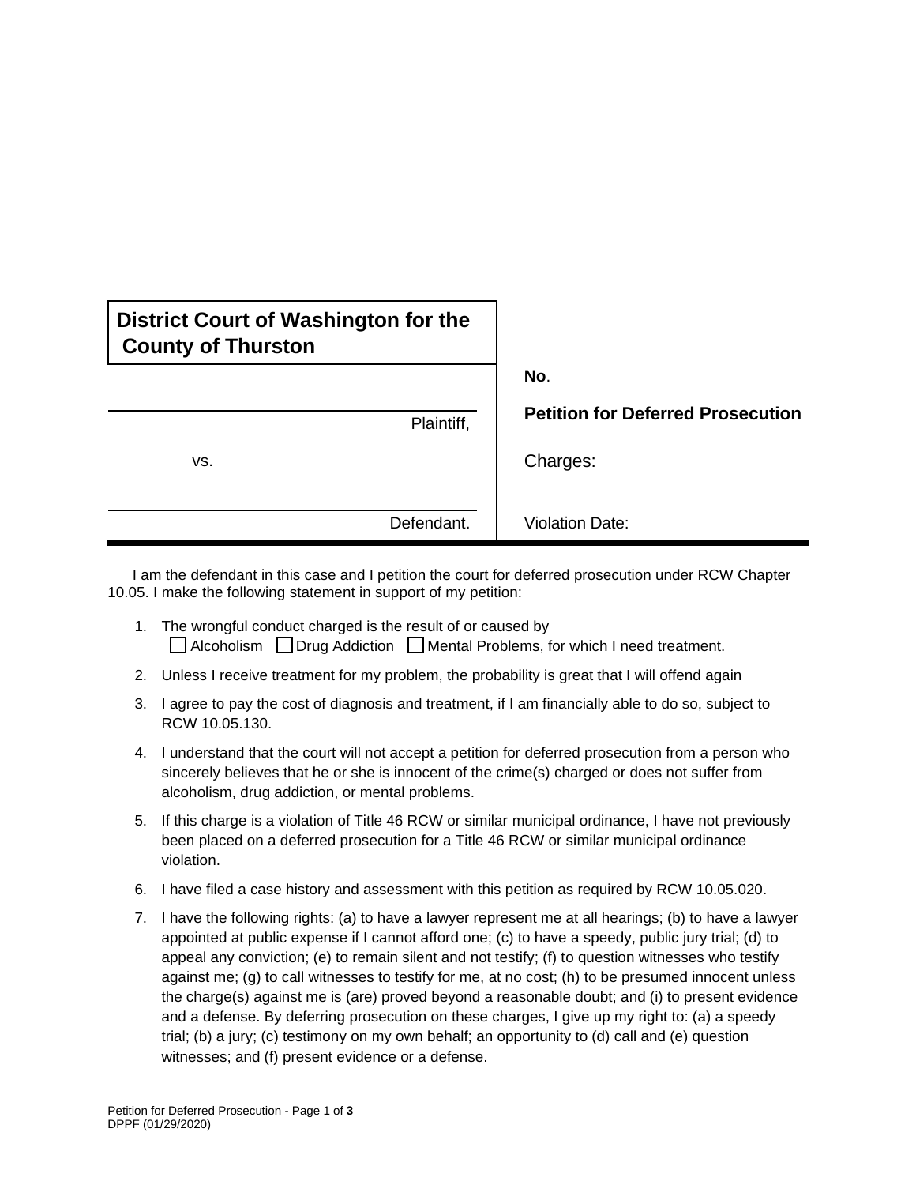**District Court of Washington for the County of Thurston**

| | |
|---|---|
| ______________________ Plaintiff, | **No**. |
| vs. | **Petition for Deferred Prosecution** |
| | Charges: |
| ______________________ Defendant. | Violation Date: |

I am the defendant in this case and I petition the court for deferred prosecution under RCW Chapter 10.05. I make the following statement in support of my petition:

1. The wrongful conduct charged is the result of or caused by
   ☐ Alcoholism ☐ Drug Addiction ☐ Mental Problems, for which I need treatment.
2. Unless I receive treatment for my problem, the probability is great that I will offend again
3. I agree to pay the cost of diagnosis and treatment, if I am financially able to do so, subject to RCW 10.05.130.
4. I understand that the court will not accept a petition for deferred prosecution from a person who sincerely believes that he or she is innocent of the crime(s) charged or does not suffer from alcoholism, drug addiction, or mental problems.
5. If this charge is a violation of Title 46 RCW or similar municipal ordinance, I have not previously been placed on a deferred prosecution for a Title 46 RCW or similar municipal ordinance violation.
6. I have filed a case history and assessment with this petition as required by RCW 10.05.020.
7. I have the following rights: (a) to have a lawyer represent me at all hearings; (b) to have a lawyer appointed at public expense if I cannot afford one; (c) to have a speedy, public jury trial; (d) to appeal any conviction; (e) to remain silent and not testify; (f) to question witnesses who testify against me; (g) to call witnesses to testify for me, at no cost; (h) to be presumed innocent unless the charge(s) against me is (are) proved beyond a reasonable doubt; and (i) to present evidence and a defense. By deferring prosecution on these charges, I give up my right to: (a) a speedy trial; (b) a jury; (c) testimony on my own behalf; an opportunity to (d) call and (e) question witnesses; and (f) present evidence or a defense.

Petition for Deferred Prosecution
DPPF (01/29/2020)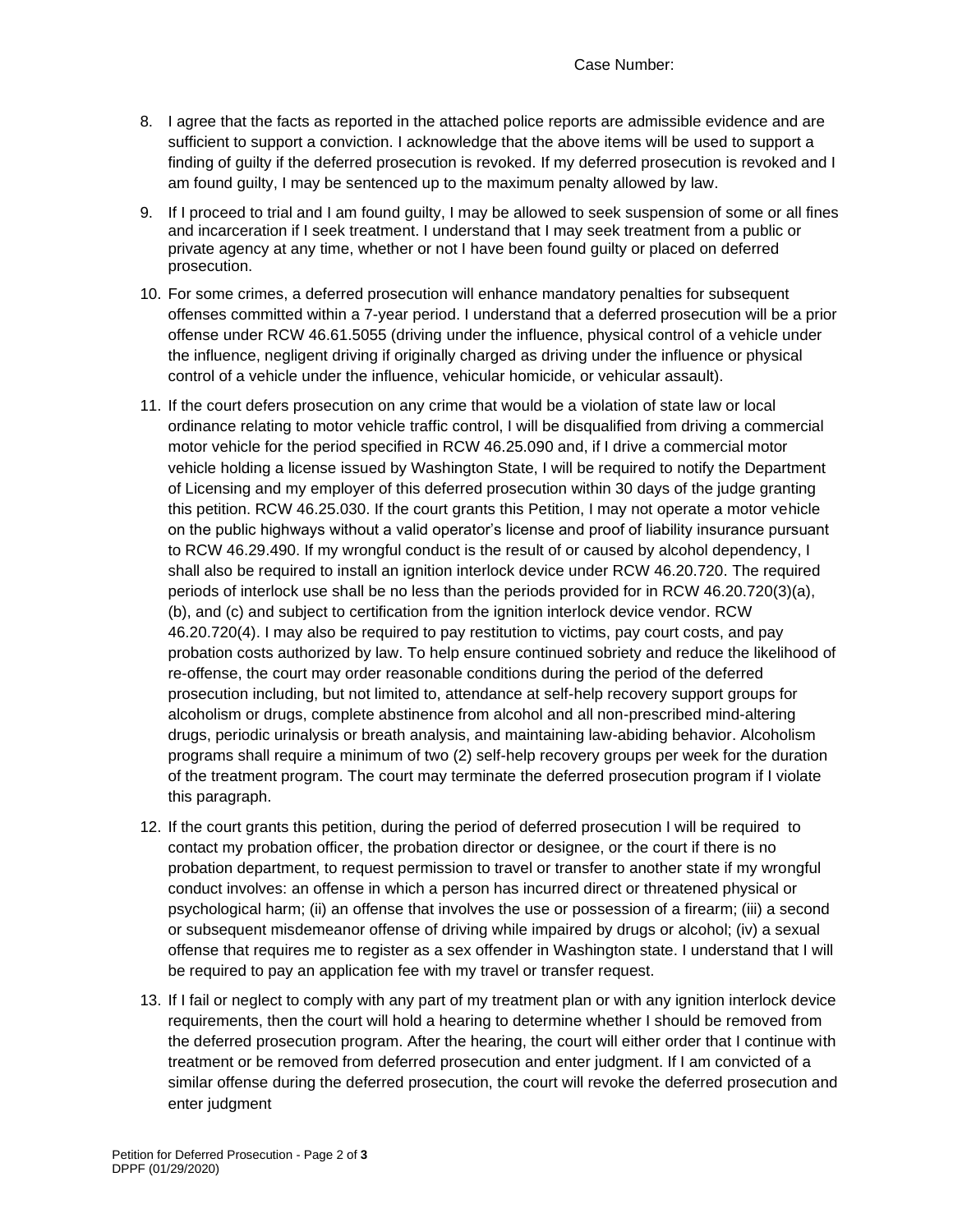Case Number:

8. I agree that the facts as reported in the attached police reports are admissible evidence and are sufficient to support a conviction. I acknowledge that the above items will be used to support a finding of guilty if the deferred prosecution is revoked. If my deferred prosecution is revoked and I am found guilty, I may be sentenced up to the maximum penalty allowed by law.

9. If I proceed to trial and I am found guilty, I may be allowed to seek suspension of some or all fines and incarceration if I seek treatment. I understand that I may seek treatment from a public or private agency at any time, whether or not I have been found guilty or placed on deferred prosecution.

10. For some crimes, a deferred prosecution will enhance mandatory penalties for subsequent offenses committed within a 7-year period. I understand that a deferred prosecution will be a prior offense under RCW 46.61.5055 (driving under the influence, physical control of a vehicle under the influence, negligent driving if originally charged as driving under the influence or physical control of a vehicle under the influence, vehicular homicide, or vehicular assault).

11. If the court defers prosecution on any crime that would be a violation of state law or local ordinance relating to motor vehicle traffic control, I will be disqualified from driving a commercial motor vehicle for the period specified in RCW 46.25.090 and, if I drive a commercial motor vehicle holding a license issued by Washington State, I will be required to notify the Department of Licensing and my employer of this deferred prosecution within 30 days of the judge granting this petition. RCW 46.25.030. If the court grants this Petition, I may not operate a motor vehicle on the public highways without a valid operator's license and proof of liability insurance pursuant to RCW 46.29.490. If my wrongful conduct is the result of or caused by alcohol dependency, I shall also be required to install an ignition interlock device under RCW 46.20.720. The required periods of interlock use shall be no less than the periods provided for in RCW 46.20.720(3)(a), (b), and (c) and subject to certification from the ignition interlock device vendor. RCW 46.20.720(4). I may also be required to pay restitution to victims, pay court costs, and pay probation costs authorized by law. To help ensure continued sobriety and reduce the likelihood of re-offense, the court may order reasonable conditions during the period of the deferred prosecution including, but not limited to, attendance at self-help recovery support groups for alcoholism or drugs, complete abstinence from alcohol and all non-prescribed mind-altering drugs, periodic urinalysis or breath analysis, and maintaining law-abiding behavior. Alcoholism programs shall require a minimum of two (2) self-help recovery groups per week for the duration of the treatment program. The court may terminate the deferred prosecution program if I violate this paragraph.

12. If the court grants this petition, during the period of deferred prosecution I will be required to contact my probation officer, the probation director or designee, or the court if there is no probation department, to request permission to travel or transfer to another state if my wrongful conduct involves: an offense in which a person has incurred direct or threatened physical or psychological harm; (ii) an offense that involves the use or possession of a firearm; (iii) a second or subsequent misdemeanor offense of driving while impaired by drugs or alcohol; (iv) a sexual offense that requires me to register as a sex offender in Washington state. I understand that I will be required to pay an application fee with my travel or transfer request.

13. If I fail or neglect to comply with any part of my treatment plan or with any ignition interlock device requirements, then the court will hold a hearing to determine whether I should be removed from the deferred prosecution program. After the hearing, the court will either order that I continue with treatment or be removed from deferred prosecution and enter judgment. If I am convicted of a similar offense during the deferred prosecution, the court will revoke the deferred prosecution and enter judgment

Petition for Deferred Prosecution - Page 2 of **3**
DPPF (01/29/2020)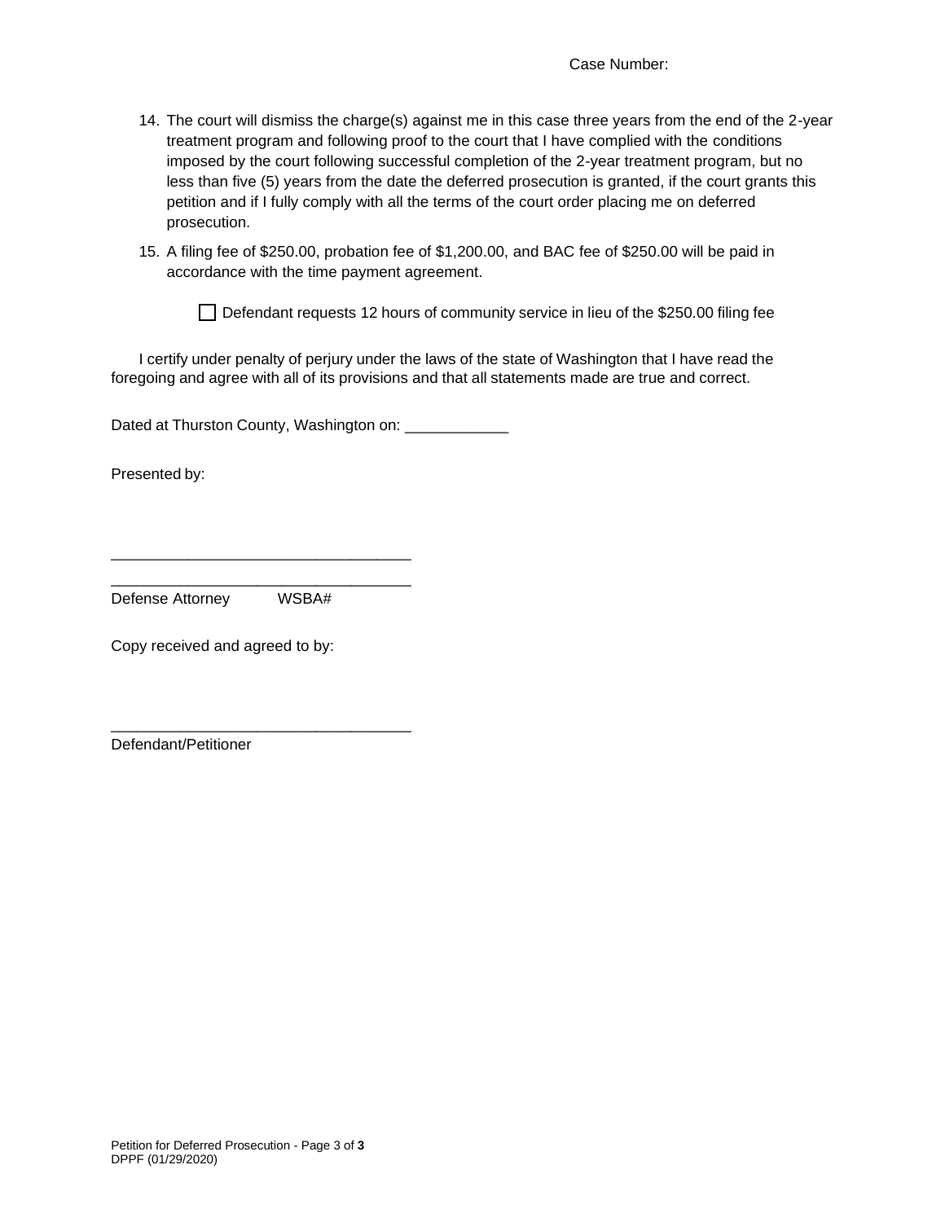Case Number:

14. The court will dismiss the charge(s) against me in this case three years from the end of the 2-year treatment program and following proof to the court that I have complied with the conditions imposed by the court following successful completion of the 2-year treatment program, but no less than five (5) years from the date the deferred prosecution is granted, if the court grants this petition and if I fully comply with all the terms of the court order placing me on deferred prosecution.

15. A filing fee of $250.00, probation fee of $1,200.00, and BAC fee of $250.00 will be paid in accordance with the time payment agreement.

    ☐ Defendant requests 12 hours of community service in lieu of the $250.00 filing fee

I certify under penalty of perjury under the laws of the state of Washington that I have read the foregoing and agree with all of its provisions and that all statements made are true and correct.

Dated at Thurston County, Washington on: ____________

Presented by:

___________________________________

___________________________________

Defense Attorney WSBA#

Copy received and agreed to by:

___________________________________

Defendant/Petitioner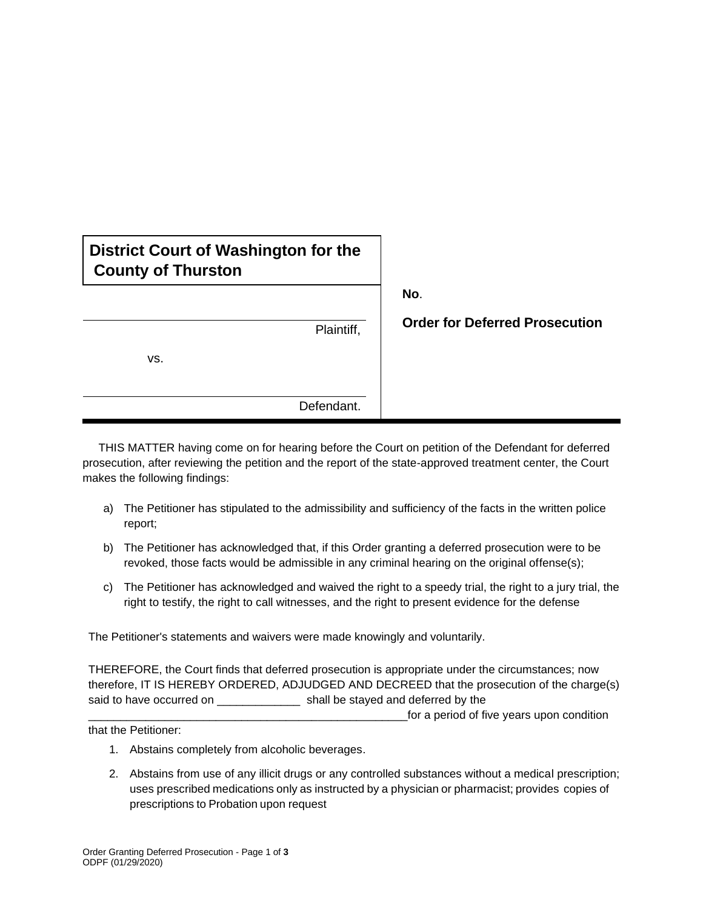**District Court of Washington for the County of Thurston**

| | |
|---|---|
| ______________________________ Plaintiff, | **No**. |
| vs. | **Order for Deferred Prosecution** |
| ______________________________ Defendant. | |

THIS MATTER having come on for hearing before the Court on petition of the Defendant for deferred prosecution, after reviewing the petition and the report of the state-approved treatment center, the Court makes the following findings:

a) The Petitioner has stipulated to the admissibility and sufficiency of the facts in the written police report;

b) The Petitioner has acknowledged that, if this Order granting a deferred prosecution were to be revoked, those facts would be admissible in any criminal hearing on the original offense(s);

c) The Petitioner has acknowledged and waived the right to a speedy trial, the right to a jury trial, the right to testify, the right to call witnesses, and the right to present evidence for the defense

The Petitioner's statements and waivers were made knowingly and voluntarily.

THEREFORE, the Court finds that deferred prosecution is appropriate under the circumstances; now therefore, IT IS HEREBY ORDERED, ADJUDGED AND DECREED that the prosecution of the charge(s) said to have occurred on _____________ shall be stayed and deferred by the _____________________________________________________for a period of five years upon condition that the Petitioner:

1. Abstains completely from alcoholic beverages.

2. Abstains from use of any illicit drugs or any controlled substances without a medical prescription; uses prescribed medications only as instructed by a physician or pharmacist; provides copies of prescriptions to Probation upon request

Order Granting Deferred Prosecution - Page 1 of **3**
ODPF (01/29/2020)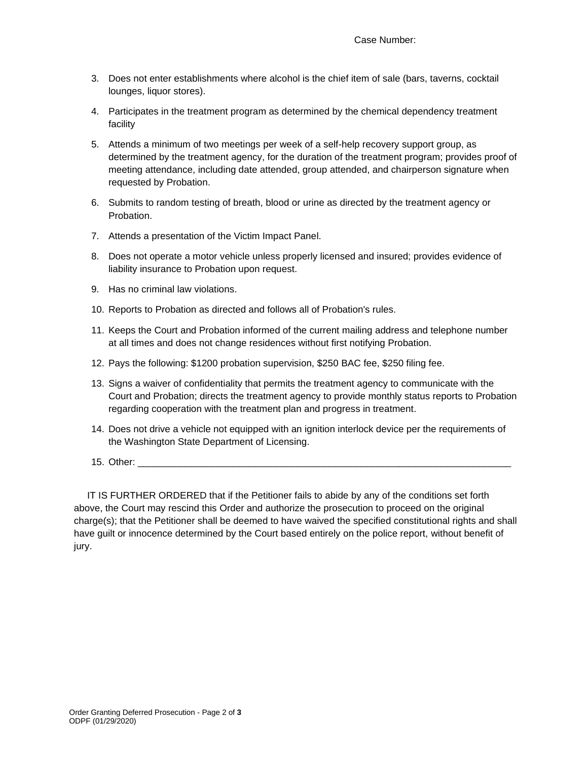Case Number:

3. Does not enter establishments where alcohol is the chief item of sale (bars, taverns, cocktail lounges, liquor stores).
4. Participates in the treatment program as determined by the chemical dependency treatment facility
5. Attends a minimum of two meetings per week of a self-help recovery support group, as determined by the treatment agency, for the duration of the treatment program; provides proof of meeting attendance, including date attended, group attended, and chairperson signature when requested by Probation.
6. Submits to random testing of breath, blood or urine as directed by the treatment agency or Probation.
7. Attends a presentation of the Victim Impact Panel.
8. Does not operate a motor vehicle unless properly licensed and insured; provides evidence of liability insurance to Probation upon request.
9. Has no criminal law violations.
10. Reports to Probation as directed and follows all of Probation's rules.
11. Keeps the Court and Probation informed of the current mailing address and telephone number at all times and does not change residences without first notifying Probation.
12. Pays the following: $1200 probation supervision, $250 BAC fee, $250 filing fee.
13. Signs a waiver of confidentiality that permits the treatment agency to communicate with the Court and Probation; directs the treatment agency to provide monthly status reports to Probation regarding cooperation with the treatment plan and progress in treatment.
14. Does not drive a vehicle not equipped with an ignition interlock device per the requirements of the Washington State Department of Licensing.
15. Other: ___________________________________________________________________________

IT IS FURTHER ORDERED that if the Petitioner fails to abide by any of the conditions set forth above, the Court may rescind this Order and authorize the prosecution to proceed on the original charge(s); that the Petitioner shall be deemed to have waived the specified constitutional rights and shall have guilt or innocence determined by the Court based entirely on the police report, without benefit of jury.

Order Granting Deferred Prosecution - Page 2 of **3**
ODPF (01/29/2020)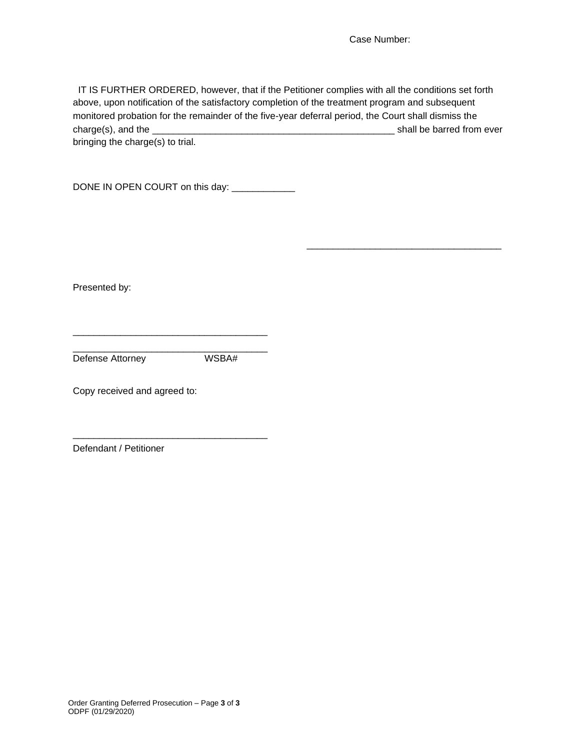Case Number:

IT IS FURTHER ORDERED, however, that if the Petitioner complies with all the conditions set forth above, upon notification of the satisfactory completion of the treatment program and subsequent monitored probation for the remainder of the five-year deferral period, the Court shall dismiss the charge(s), and the _______________________________________________ shall be barred from ever bringing the charge(s) to trial.

DONE IN OPEN COURT on this day: ____________

_____________________________________

Presented by:

_____________________________________

_____________________________________

Defense Attorney WSBA#

Copy received and agreed to:

_____________________________________

Defendant / Petitioner